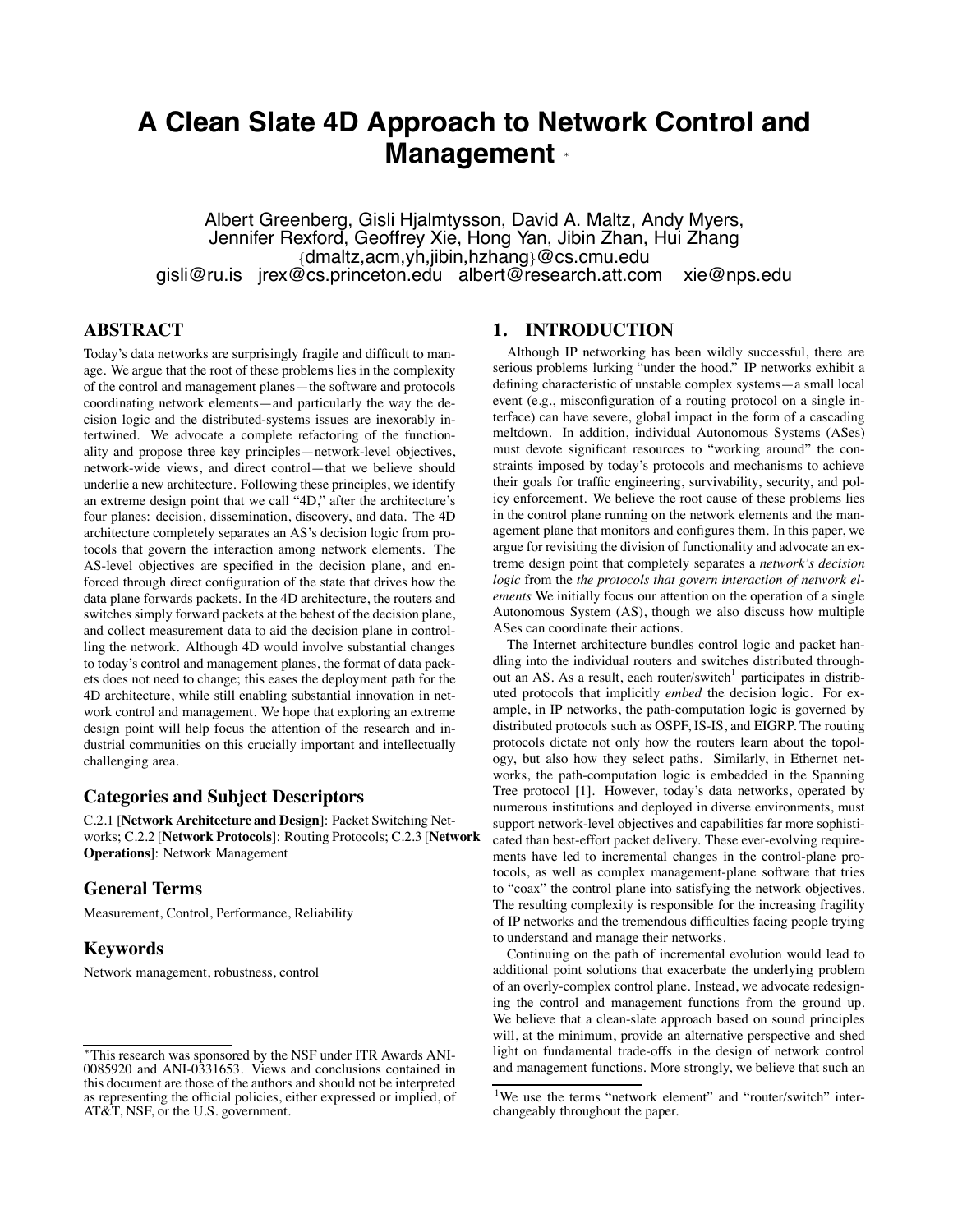# A Clean Slate 4D Approach to Network Control and Management *

Albert Greenberg, Gisli Hjalmtysson, David A. Maltz, Andy Myers, Jennifer Rexford, Geoffrey Xie, Hong Yan, Jibin Zhan, Hui Zhang
{dmaltz,acm,yh,jibin,hzhang}@cs.cmu.edu
gisli@ru.is jrex@cs.princeton.edu albert@research.att.com xie@nps.edu

## ABSTRACT

Today's data networks are surprisingly fragile and difficult to manage. We argue that the root of these problems lies in the complexity of the control and management planes—the software and protocols coordinating network elements—and particularly the way the decision logic and the distributed-systems issues are inexorably intertwined. We advocate a complete refactoring of the functionality and propose three key principles—network-level objectives, network-wide views, and direct control—that we believe should underlie a new architecture. Following these principles, we identify an extreme design point that we call "4D," after the architecture's four planes: decision, dissemination, discovery, and data. The 4D architecture completely separates an AS's decision logic from protocols that govern the interaction among network elements. The AS-level objectives are specified in the decision plane, and enforced through direct configuration of the state that drives how the data plane forwards packets. In the 4D architecture, the routers and switches simply forward packets at the behest of the decision plane, and collect measurement data to aid the decision plane in controlling the network. Although 4D would involve substantial changes to today's control and management planes, the format of data packets does not need to change; this eases the deployment path for the 4D architecture, while still enabling substantial innovation in network control and management. We hope that exploring an extreme design point will help focus the attention of the research and industrial communities on this crucially important and intellectually challenging area.

### Categories and Subject Descriptors

C.2.1 [**Network Architecture and Design**]: Packet Switching Networks; C.2.2 [**Network Protocols**]: Routing Protocols; C.2.3 [**Network Operations**]: Network Management

### General Terms

Measurement, Control, Performance, Reliability

### Keywords

Network management, robustness, control

*This research was sponsored by the NSF under ITR Awards ANI-0085920 and ANI-0331653. Views and conclusions contained in this document are those of the authors and should not be interpreted as representing the official policies, either expressed or implied, of AT&T, NSF, or the U.S. government.

## 1. INTRODUCTION

Although IP networking has been wildly successful, there are serious problems lurking "under the hood." IP networks exhibit a defining characteristic of unstable complex systems—a small local event (e.g., misconfiguration of a routing protocol on a single interface) can have severe, global impact in the form of a cascading meltdown. In addition, individual Autonomous Systems (ASes) must devote significant resources to "working around" the constraints imposed by today's protocols and mechanisms to achieve their goals for traffic engineering, survivability, security, and policy enforcement. We believe the root cause of these problems lies in the control plane running on the network elements and the management plane that monitors and configures them. In this paper, we argue for revisiting the division of functionality and advocate an extreme design point that completely separates a *network's decision logic* from the *the protocols that govern interaction of network elements* We initially focus our attention on the operation of a single Autonomous System (AS), though we also discuss how multiple ASes can coordinate their actions.

The Internet architecture bundles control logic and packet handling into the individual routers and switches distributed throughout an AS. As a result, each router/switch[1] participates in distributed protocols that implicitly *embed* the decision logic. For example, in IP networks, the path-computation logic is governed by distributed protocols such as OSPF, IS-IS, and EIGRP. The routing protocols dictate not only how the routers learn about the topology, but also how they select paths. Similarly, in Ethernet networks, the path-computation logic is embedded in the Spanning Tree protocol [1]. However, today's data networks, operated by numerous institutions and deployed in diverse environments, must support network-level objectives and capabilities far more sophisticated than best-effort packet delivery. These ever-evolving requirements have led to incremental changes in the control-plane protocols, as well as complex management-plane software that tries to "coax" the control plane into satisfying the network objectives. The resulting complexity is responsible for the increasing fragility of IP networks and the tremendous difficulties facing people trying to understand and manage their networks.

Continuing on the path of incremental evolution would lead to additional point solutions that exacerbate the underlying problem of an overly-complex control plane. Instead, we advocate redesigning the control and management functions from the ground up. We believe that a clean-slate approach based on sound principles will, at the minimum, provide an alternative perspective and shed light on fundamental trade-offs in the design of network control and management functions. More strongly, we believe that such an

[1] We use the terms "network element" and "router/switch" interchangeably throughout the paper.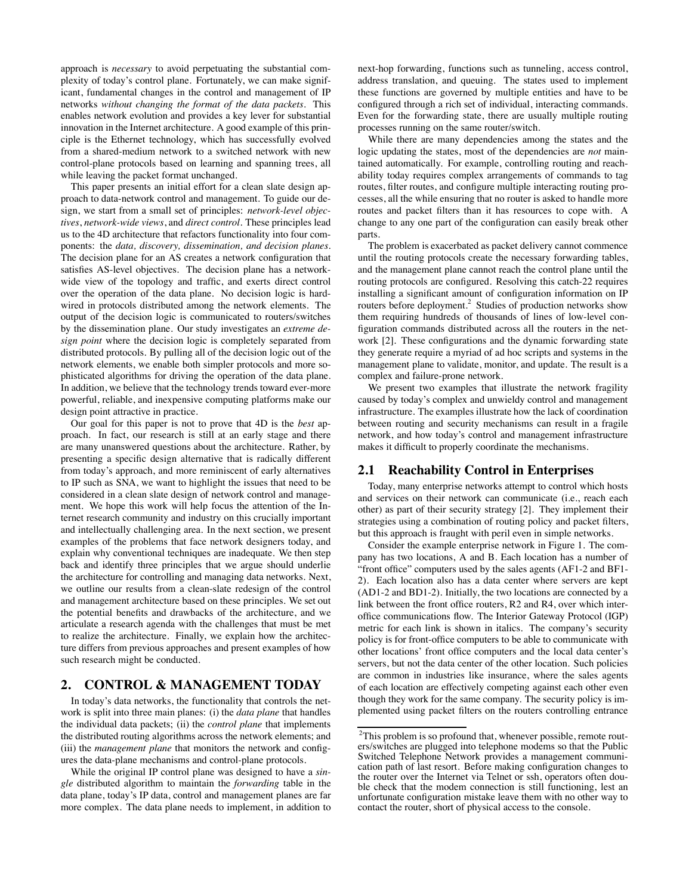approach is *necessary* to avoid perpetuating the substantial complexity of today's control plane. Fortunately, we can make significant, fundamental changes in the control and management of IP networks *without changing the format of the data packets*. This enables network evolution and provides a key lever for substantial innovation in the Internet architecture. A good example of this principle is the Ethernet technology, which has successfully evolved from a shared-medium network to a switched network with new control-plane protocols based on learning and spanning trees, all while leaving the packet format unchanged.

This paper presents an initial effort for a clean slate design approach to data-network control and management. To guide our design, we start from a small set of principles: *network-level objectives*, *network-wide views*, and *direct control*. These principles lead us to the 4D architecture that refactors functionality into four components: the *data, discovery, dissemination, and decision planes*. The decision plane for an AS creates a network configuration that satisfies AS-level objectives. The decision plane has a network-wide view of the topology and traffic, and exerts direct control over the operation of the data plane. No decision logic is hardwired in protocols distributed among the network elements. The output of the decision logic is communicated to routers/switches by the dissemination plane. Our study investigates an *extreme design point* where the decision logic is completely separated from distributed protocols. By pulling all of the decision logic out of the network elements, we enable both simpler protocols and more sophisticated algorithms for driving the operation of the data plane. In addition, we believe that the technology trends toward ever-more powerful, reliable, and inexpensive computing platforms make our design point attractive in practice.

Our goal for this paper is not to prove that 4D is the *best* approach. In fact, our research is still at an early stage and there are many unanswered questions about the architecture. Rather, by presenting a specific design alternative that is radically different from today's approach, and more reminiscent of early alternatives to IP such as SNA, we want to highlight the issues that need to be considered in a clean slate design of network control and management. We hope this work will help focus the attention of the Internet research community and industry on this crucially important and intellectually challenging area. In the next section, we present examples of the problems that face network designers today, and explain why conventional techniques are inadequate. We then step back and identify three principles that we argue should underlie the architecture for controlling and managing data networks. Next, we outline our results from a clean-slate redesign of the control and management architecture based on these principles. We set out the potential benefits and drawbacks of the architecture, and we articulate a research agenda with the challenges that must be met to realize the architecture. Finally, we explain how the architecture differs from previous approaches and present examples of how such research might be conducted.

## 2. CONTROL & MANAGEMENT TODAY

In today's data networks, the functionality that controls the network is split into three main planes: (i) the *data plane* that handles the individual data packets; (ii) the *control plane* that implements the distributed routing algorithms across the network elements; and (iii) the *management plane* that monitors the network and configures the data-plane mechanisms and control-plane protocols.

While the original IP control plane was designed to have a *single* distributed algorithm to maintain the *forwarding* table in the data plane, today's IP data, control and management planes are far more complex. The data plane needs to implement, in addition to next-hop forwarding, functions such as tunneling, access control, address translation, and queuing. The states used to implement these functions are governed by multiple entities and have to be configured through a rich set of individual, interacting commands. Even for the forwarding state, there are usually multiple routing processes running on the same router/switch.

While there are many dependencies among the states and the logic updating the states, most of the dependencies are *not* maintained automatically. For example, controlling routing and reachability today requires complex arrangements of commands to tag routes, filter routes, and configure multiple interacting routing processes, all the while ensuring that no router is asked to handle more routes and packet filters than it has resources to cope with. A change to any one part of the configuration can easily break other parts.

The problem is exacerbated as packet delivery cannot commence until the routing protocols create the necessary forwarding tables, and the management plane cannot reach the control plane until the routing protocols are configured. Resolving this catch-22 requires installing a significant amount of configuration information on IP routers before deployment.[2] Studies of production networks show them requiring hundreds of thousands of lines of low-level configuration commands distributed across all the routers in the network [2]. These configurations and the dynamic forwarding state they generate require a myriad of ad hoc scripts and systems in the management plane to validate, monitor, and update. The result is a complex and failure-prone network.

We present two examples that illustrate the network fragility caused by today's complex and unwieldy control and management infrastructure. The examples illustrate how the lack of coordination between routing and security mechanisms can result in a fragile network, and how today's control and management infrastructure makes it difficult to properly coordinate the mechanisms.

### 2.1 Reachability Control in Enterprises

Today, many enterprise networks attempt to control which hosts and services on their network can communicate (i.e., reach each other) as part of their security strategy [2]. They implement their strategies using a combination of routing policy and packet filters, but this approach is fraught with peril even in simple networks.

Consider the example enterprise network in Figure 1. The company has two locations, A and B. Each location has a number of "front office" computers used by the sales agents (AF1-2 and BF1-2). Each location also has a data center where servers are kept (AD1-2 and BD1-2). Initially, the two locations are connected by a link between the front office routers, R2 and R4, over which inter-office communications flow. The Interior Gateway Protocol (IGP) metric for each link is shown in italics. The company's security policy is for front-office computers to be able to communicate with other locations' front office computers and the local data center's servers, but not the data center of the other location. Such policies are common in industries like insurance, where the sales agents of each location are effectively competing against each other even though they work for the same company. The security policy is implemented using packet filters on the routers controlling entrance

[2] This problem is so profound that, whenever possible, remote routers/switches are plugged into telephone modems so that the Public Switched Telephone Network provides a management communication path of last resort. Before making configuration changes to the router over the Internet via Telnet or ssh, operators often double check that the modem connection is still functioning, lest an unfortunate configuration mistake leave them with no other way to contact the router, short of physical access to the console.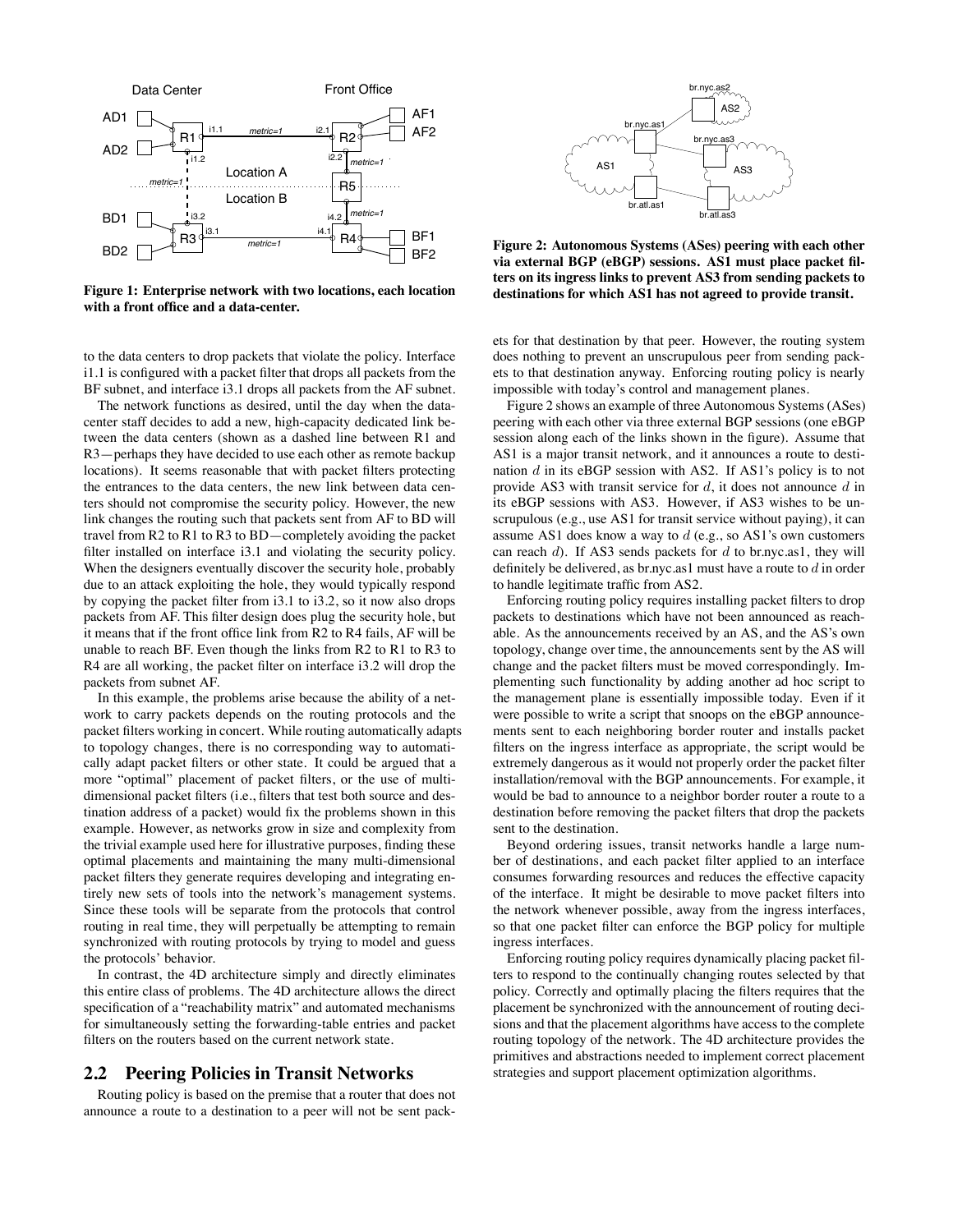Figure 1: Enterprise network with two locations, each location with a front office and a data-center.

Figure 2: Autonomous Systems (ASes) peering with each other via external BGP (eBGP) sessions. AS1 must place packet filters on its ingress links to prevent AS3 from sending packets to destinations for which AS1 has not agreed to provide transit.

to the data centers to drop packets that violate the policy. Interface i1.1 is configured with a packet filter that drops all packets from the BF subnet, and interface i3.1 drops all packets from the AF subnet.

The network functions as desired, until the day when the data-center staff decides to add a new, high-capacity dedicated link between the data centers (shown as a dashed line between R1 and R3—perhaps they have decided to use each other as remote backup locations). It seems reasonable that with packet filters protecting the entrances to the data centers, the new link between data centers should not compromise the security policy. However, the new link changes the routing such that packets sent from AF to BD will travel from R2 to R1 to R3 to BD—completely avoiding the packet filter installed on interface i3.1 and violating the security policy. When the designers eventually discover the security hole, probably due to an attack exploiting the hole, they would typically respond by copying the packet filter from i3.1 to i3.2, so it now also drops packets from AF. This filter design does plug the security hole, but it means that if the front office link from R2 to R4 fails, AF will be unable to reach BF. Even though the links from R2 to R1 to R3 to R4 are all working, the packet filter on interface i3.2 will drop the packets from subnet AF.

In this example, the problems arise because the ability of a network to carry packets depends on the routing protocols and the packet filters working in concert. While routing automatically adapts to topology changes, there is no corresponding way to automatically adapt packet filters or other state. It could be argued that a more "optimal" placement of packet filters, or the use of multi-dimensional packet filters (i.e., filters that test both source and destination address of a packet) would fix the problems shown in this example. However, as networks grow in size and complexity from the trivial example used here for illustrative purposes, finding these optimal placements and maintaining the many multi-dimensional packet filters they generate requires developing and integrating entirely new sets of tools into the network's management systems. Since these tools will be separate from the protocols that control routing in real time, they will perpetually be attempting to remain synchronized with routing protocols by trying to model and guess the protocols' behavior.

In contrast, the 4D architecture simply and directly eliminates this entire class of problems. The 4D architecture allows the direct specification of a "reachability matrix" and automated mechanisms for simultaneously setting the forwarding-table entries and packet filters on the routers based on the current network state.

## 2.2 Peering Policies in Transit Networks

Routing policy is based on the premise that a router that does not announce a route to a destination to a peer will not be sent packets for that destination by that peer. However, the routing system does nothing to prevent an unscrupulous peer from sending packets to that destination anyway. Enforcing routing policy is nearly impossible with today's control and management planes.

Figure 2 shows an example of three Autonomous Systems (ASes) peering with each other via three external BGP sessions (one eBGP session along each of the links shown in the figure). Assume that AS1 is a major transit network, and it announces a route to destination $d$ in its eBGP session with AS2. If AS1's policy is to not provide AS3 with transit service for $d$, it does not announce $d$ in its eBGP sessions with AS3. However, if AS3 wishes to be unscrupulous (e.g., use AS1 for transit service without paying), it can assume AS1 does know a way to $d$ (e.g., so AS1's own customers can reach $d$). If AS3 sends packets for $d$ to br.nyc.as1, they will definitely be delivered, as br.nyc.as1 must have a route to $d$ in order to handle legitimate traffic from AS2.

Enforcing routing policy requires installing packet filters to drop packets to destinations which have not been announced as reachable. As the announcements received by an AS, and the AS's own topology, change over time, the announcements sent by the AS will change and the packet filters must be moved correspondingly. Implementing such functionality by adding another ad hoc script to the management plane is essentially impossible today. Even if it were possible to write a script that snoops on the eBGP announcements sent to each neighboring border router and installs packet filters on the ingress interface as appropriate, the script would be extremely dangerous as it would not properly order the packet filter installation/removal with the BGP announcements. For example, it would be bad to announce to a neighbor border router a route to a destination before removing the packet filters that drop the packets sent to the destination.

Beyond ordering issues, transit networks handle a large number of destinations, and each packet filter applied to an interface consumes forwarding resources and reduces the effective capacity of the interface. It might be desirable to move packet filters into the network whenever possible, away from the ingress interfaces, so that one packet filter can enforce the BGP policy for multiple ingress interfaces.

Enforcing routing policy requires dynamically placing packet filters to respond to the continually changing routes selected by that policy. Correctly and optimally placing the filters requires that the placement be synchronized with the announcement of routing decisions and that the placement algorithms have access to the complete routing topology of the network. The 4D architecture provides the primitives and abstractions needed to implement correct placement strategies and support placement optimization algorithms.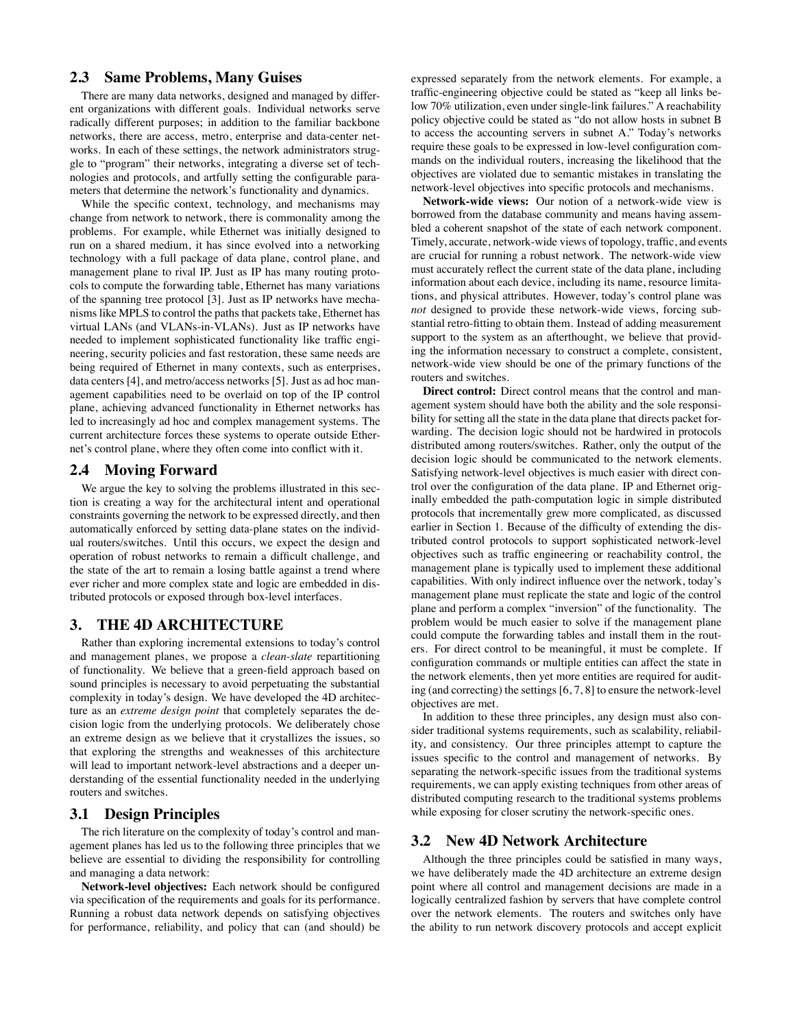## 2.3 Same Problems, Many Guises

There are many data networks, designed and managed by different organizations with different goals. Individual networks serve radically different purposes; in addition to the familiar backbone networks, there are access, metro, enterprise and data-center networks. In each of these settings, the network administrators struggle to "program" their networks, integrating a diverse set of technologies and protocols, and artfully setting the configurable parameters that determine the network's functionality and dynamics.

While the specific context, technology, and mechanisms may change from network to network, there is commonality among the problems. For example, while Ethernet was initially designed to run on a shared medium, it has since evolved into a networking technology with a full package of data plane, control plane, and management plane to rival IP. Just as IP has many routing protocols to compute the forwarding table, Ethernet has many variations of the spanning tree protocol [3]. Just as IP networks have mechanisms like MPLS to control the paths that packets take, Ethernet has virtual LANs (and VLANs-in-VLANs). Just as IP networks have needed to implement sophisticated functionality like traffic engineering, security policies and fast restoration, these same needs are being required of Ethernet in many contexts, such as enterprises, data centers [4], and metro/access networks [5]. Just as ad hoc management capabilities need to be overlaid on top of the IP control plane, achieving advanced functionality in Ethernet networks has led to increasingly ad hoc and complex management systems. The current architecture forces these systems to operate outside Ethernet's control plane, where they often come into conflict with it.

## 2.4 Moving Forward

We argue the key to solving the problems illustrated in this section is creating a way for the architectural intent and operational constraints governing the network to be expressed directly, and then automatically enforced by setting data-plane states on the individual routers/switches. Until this occurs, we expect the design and operation of robust networks to remain a difficult challenge, and the state of the art to remain a losing battle against a trend where ever richer and more complex state and logic are embedded in distributed protocols or exposed through box-level interfaces.

# 3. THE 4D ARCHITECTURE

Rather than exploring incremental extensions to today's control and management planes, we propose a *clean-slate* repartitioning of functionality. We believe that a green-field approach based on sound principles is necessary to avoid perpetuating the substantial complexity in today's design. We have developed the 4D architecture as an *extreme design point* that completely separates the decision logic from the underlying protocols. We deliberately chose an extreme design as we believe that it crystallizes the issues, so that exploring the strengths and weaknesses of this architecture will lead to important network-level abstractions and a deeper understanding of the essential functionality needed in the underlying routers and switches.

## 3.1 Design Principles

The rich literature on the complexity of today's control and management planes has led us to the following three principles that we believe are essential to dividing the responsibility for controlling and managing a data network:

**Network-level objectives:** Each network should be configured via specification of the requirements and goals for its performance. Running a robust data network depends on satisfying objectives for performance, reliability, and policy that can (and should) be expressed separately from the network elements. For example, a traffic-engineering objective could be stated as "keep all links below 70% utilization, even under single-link failures." A reachability policy objective could be stated as "do not allow hosts in subnet B to access the accounting servers in subnet A." Today's networks require these goals to be expressed in low-level configuration commands on the individual routers, increasing the likelihood that the objectives are violated due to semantic mistakes in translating the network-level objectives into specific protocols and mechanisms.

**Network-wide views:** Our notion of a network-wide view is borrowed from the database community and means having assembled a coherent snapshot of the state of each network component. Timely, accurate, network-wide views of topology, traffic, and events are crucial for running a robust network. The network-wide view must accurately reflect the current state of the data plane, including information about each device, including its name, resource limitations, and physical attributes. However, today's control plane was *not* designed to provide these network-wide views, forcing substantial retro-fitting to obtain them. Instead of adding measurement support to the system as an afterthought, we believe that providing the information necessary to construct a complete, consistent, network-wide view should be one of the primary functions of the routers and switches.

**Direct control:** Direct control means that the control and management system should have both the ability and the sole responsibility for setting all the state in the data plane that directs packet forwarding. The decision logic should not be hardwired in protocols distributed among routers/switches. Rather, only the output of the decision logic should be communicated to the network elements. Satisfying network-level objectives is much easier with direct control over the configuration of the data plane. IP and Ethernet originally embedded the path-computation logic in simple distributed protocols that incrementally grew more complicated, as discussed earlier in Section 1. Because of the difficulty of extending the distributed control protocols to support sophisticated network-level objectives such as traffic engineering or reachability control, the management plane is typically used to implement these additional capabilities. With only indirect influence over the network, today's management plane must replicate the state and logic of the control plane and perform a complex "inversion" of the functionality. The problem would be much easier to solve if the management plane could compute the forwarding tables and install them in the routers. For direct control to be meaningful, it must be complete. If configuration commands or multiple entities can affect the state in the network elements, then yet more entities are required for auditing (and correcting) the settings [6, 7, 8] to ensure the network-level objectives are met.

In addition to these three principles, any design must also consider traditional systems requirements, such as scalability, reliability, and consistency. Our three principles attempt to capture the issues specific to the control and management of networks. By separating the network-specific issues from the traditional systems requirements, we can apply existing techniques from other areas of distributed computing research to the traditional systems problems while exposing for closer scrutiny the network-specific ones.

## 3.2 New 4D Network Architecture

Although the three principles could be satisfied in many ways, we have deliberately made the 4D architecture an extreme design point where all control and management decisions are made in a logically centralized fashion by servers that have complete control over the network elements. The routers and switches only have the ability to run network discovery protocols and accept explicit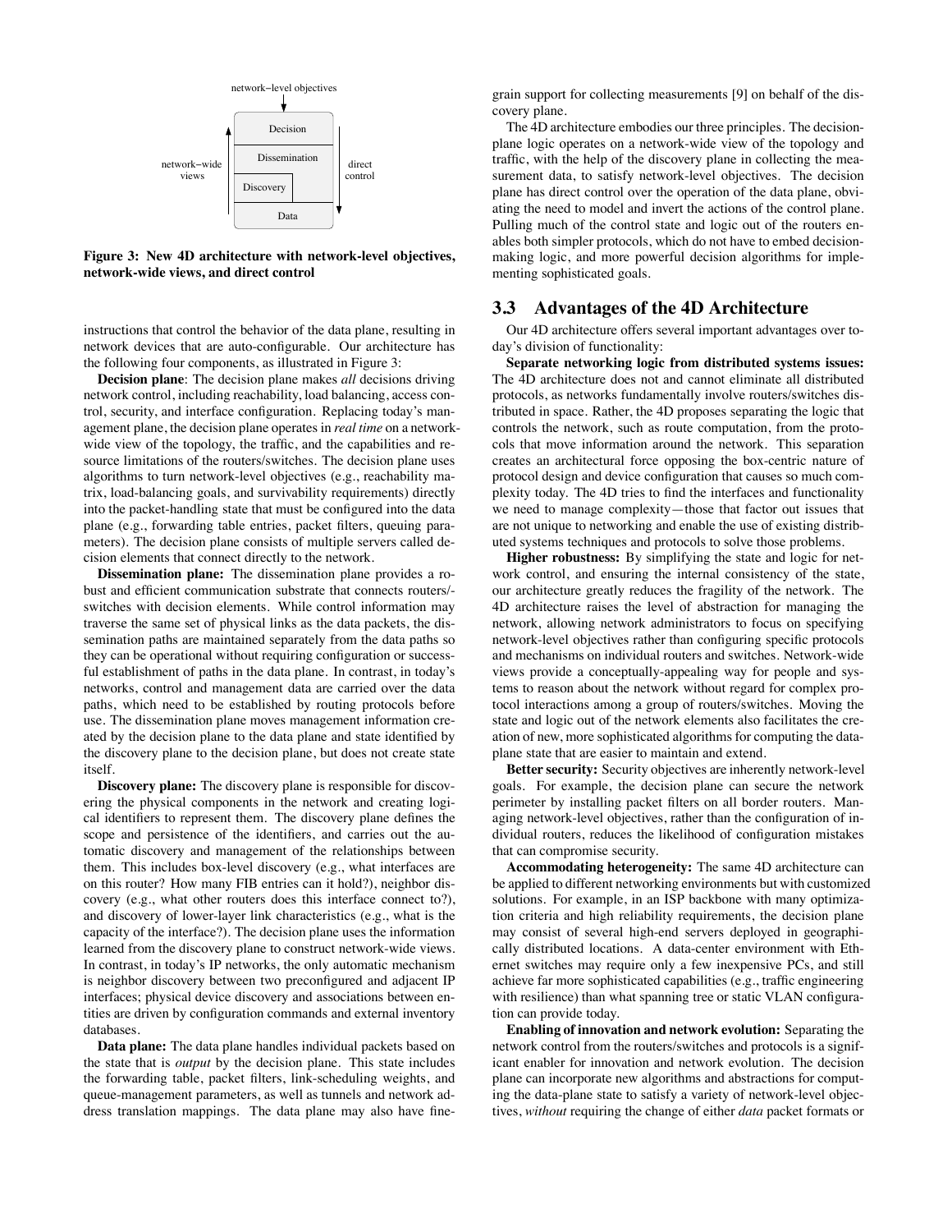network−level objectives

Decision

Dissemination

Discovery

Data

network−wide views

direct control

**Figure 3: New 4D architecture with network-level objectives, network-wide views, and direct control**

instructions that control the behavior of the data plane, resulting in network devices that are auto-configurable. Our architecture has the following four components, as illustrated in Figure 3:

**Decision plane**: The decision plane makes *all* decisions driving network control, including reachability, load balancing, access control, security, and interface configuration. Replacing today's management plane, the decision plane operates in *real time* on a network-wide view of the topology, the traffic, and the capabilities and resource limitations of the routers/switches. The decision plane uses algorithms to turn network-level objectives (e.g., reachability matrix, load-balancing goals, and survivability requirements) directly into the packet-handling state that must be configured into the data plane (e.g., forwarding table entries, packet filters, queuing parameters). The decision plane consists of multiple servers called decision elements that connect directly to the network.

**Dissemination plane:** The dissemination plane provides a robust and efficient communication substrate that connects routers/-switches with decision elements. While control information may traverse the same set of physical links as the data packets, the dissemination paths are maintained separately from the data paths so they can be operational without requiring configuration or successful establishment of paths in the data plane. In contrast, in today's networks, control and management data are carried over the data paths, which need to be established by routing protocols before use. The dissemination plane moves management information created by the decision plane to the data plane and state identified by the discovery plane to the decision plane, but does not create state itself.

**Discovery plane:** The discovery plane is responsible for discovering the physical components in the network and creating logical identifiers to represent them. The discovery plane defines the scope and persistence of the identifiers, and carries out the automatic discovery and management of the relationships between them. This includes box-level discovery (e.g., what interfaces are on this router? How many FIB entries can it hold?), neighbor discovery (e.g., what other routers does this interface connect to?), and discovery of lower-layer link characteristics (e.g., what is the capacity of the interface?). The decision plane uses the information learned from the discovery plane to construct network-wide views. In contrast, in today's IP networks, the only automatic mechanism is neighbor discovery between two preconfigured and adjacent IP interfaces; physical device discovery and associations between entities are driven by configuration commands and external inventory databases.

**Data plane:** The data plane handles individual packets based on the state that is *output* by the decision plane. This state includes the forwarding table, packet filters, link-scheduling weights, and queue-management parameters, as well as tunnels and network address translation mappings. The data plane may also have fine-grain support for collecting measurements [9] on behalf of the discovery plane.

The 4D architecture embodies our three principles. The decision-plane logic operates on a network-wide view of the topology and traffic, with the help of the discovery plane in collecting the measurement data, to satisfy network-level objectives. The decision plane has direct control over the operation of the data plane, obviating the need to model and invert the actions of the control plane. Pulling much of the control state and logic out of the routers enables both simpler protocols, which do not have to embed decision-making logic, and more powerful decision algorithms for implementing sophisticated goals.

## 3.3 Advantages of the 4D Architecture

Our 4D architecture offers several important advantages over today's division of functionality:

**Separate networking logic from distributed systems issues:** The 4D architecture does not and cannot eliminate all distributed protocols, as networks fundamentally involve routers/switches distributed in space. Rather, the 4D proposes separating the logic that controls the network, such as route computation, from the protocols that move information around the network. This separation creates an architectural force opposing the box-centric nature of protocol design and device configuration that causes so much complexity today. The 4D tries to find the interfaces and functionality we need to manage complexity—those that factor out issues that are not unique to networking and enable the use of existing distributed systems techniques and protocols to solve those problems.

**Higher robustness:** By simplifying the state and logic for network control, and ensuring the internal consistency of the state, our architecture greatly reduces the fragility of the network. The 4D architecture raises the level of abstraction for managing the network, allowing network administrators to focus on specifying network-level objectives rather than configuring specific protocols and mechanisms on individual routers and switches. Network-wide views provide a conceptually-appealing way for people and systems to reason about the network without regard for complex protocol interactions among a group of routers/switches. Moving the state and logic out of the network elements also facilitates the creation of new, more sophisticated algorithms for computing the data-plane state that are easier to maintain and extend.

**Better security:** Security objectives are inherently network-level goals. For example, the decision plane can secure the network perimeter by installing packet filters on all border routers. Managing network-level objectives, rather than the configuration of individual routers, reduces the likelihood of configuration mistakes that can compromise security.

**Accommodating heterogeneity:** The same 4D architecture can be applied to different networking environments but with customized solutions. For example, in an ISP backbone with many optimization criteria and high reliability requirements, the decision plane may consist of several high-end servers deployed in geographically distributed locations. A data-center environment with Ethernet switches may require only a few inexpensive PCs, and still achieve far more sophisticated capabilities (e.g., traffic engineering with resilience) than what spanning tree or static VLAN configuration can provide today.

**Enabling of innovation and network evolution:** Separating the network control from the routers/switches and protocols is a significant enabler for innovation and network evolution. The decision plane can incorporate new algorithms and abstractions for computing the data-plane state to satisfy a variety of network-level objectives, *without* requiring the change of either *data* packet formats or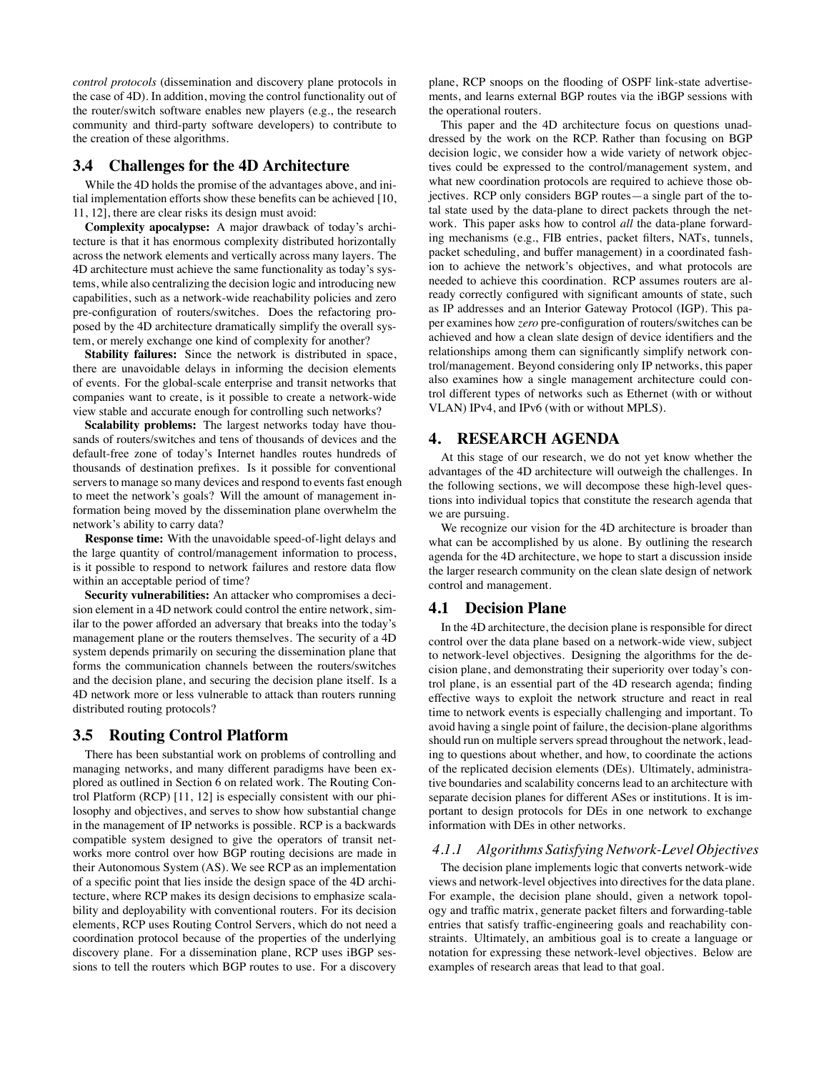*control protocols* (dissemination and discovery plane protocols in the case of 4D). In addition, moving the control functionality out of the router/switch software enables new players (e.g., the research community and third-party software developers) to contribute to the creation of these algorithms.

## 3.4 Challenges for the 4D Architecture

While the 4D holds the promise of the advantages above, and initial implementation efforts show these benefits can be achieved [10, 11, 12], there are clear risks its design must avoid:

**Complexity apocalypse:** A major drawback of today's architecture is that it has enormous complexity distributed horizontally across the network elements and vertically across many layers. The 4D architecture must achieve the same functionality as today's systems, while also centralizing the decision logic and introducing new capabilities, such as a network-wide reachability policies and zero pre-configuration of routers/switches. Does the refactoring proposed by the 4D architecture dramatically simplify the overall system, or merely exchange one kind of complexity for another?

**Stability failures:** Since the network is distributed in space, there are unavoidable delays in informing the decision elements of events. For the global-scale enterprise and transit networks that companies want to create, is it possible to create a network-wide view stable and accurate enough for controlling such networks?

**Scalability problems:** The largest networks today have thousands of routers/switches and tens of thousands of devices and the default-free zone of today's Internet handles routes hundreds of thousands of destination prefixes. Is it possible for conventional servers to manage so many devices and respond to events fast enough to meet the network's goals? Will the amount of management information being moved by the dissemination plane overwhelm the network's ability to carry data?

**Response time:** With the unavoidable speed-of-light delays and the large quantity of control/management information to process, is it possible to respond to network failures and restore data flow within an acceptable period of time?

**Security vulnerabilities:** An attacker who compromises a decision element in a 4D network could control the entire network, similar to the power afforded an adversary that breaks into the today's management plane or the routers themselves. The security of a 4D system depends primarily on securing the dissemination plane that forms the communication channels between the routers/switches and the decision plane, and securing the decision plane itself. Is a 4D network more or less vulnerable to attack than routers running distributed routing protocols?

## 3.5 Routing Control Platform

There has been substantial work on problems of controlling and managing networks, and many different paradigms have been explored as outlined in Section 6 on related work. The Routing Control Platform (RCP) [11, 12] is especially consistent with our philosophy and objectives, and serves to show how substantial change in the management of IP networks is possible. RCP is a backwards compatible system designed to give the operators of transit networks more control over how BGP routing decisions are made in their Autonomous System (AS). We see RCP as an implementation of a specific point that lies inside the design space of the 4D architecture, where RCP makes its design decisions to emphasize scalability and deployability with conventional routers. For its decision elements, RCP uses Routing Control Servers, which do not need a coordination protocol because of the properties of the underlying discovery plane. For a dissemination plane, RCP uses iBGP sessions to tell the routers which BGP routes to use. For a discovery plane, RCP snoops on the flooding of OSPF link-state advertisements, and learns external BGP routes via the iBGP sessions with the operational routers.

This paper and the 4D architecture focus on questions unaddressed by the work on the RCP. Rather than focusing on BGP decision logic, we consider how a wide variety of network objectives could be expressed to the control/management system, and what new coordination protocols are required to achieve those objectives. RCP only considers BGP routes—a single part of the total state used by the data-plane to direct packets through the network. This paper asks how to control *all* the data-plane forwarding mechanisms (e.g., FIB entries, packet filters, NATs, tunnels, packet scheduling, and buffer management) in a coordinated fashion to achieve the network's objectives, and what protocols are needed to achieve this coordination. RCP assumes routers are already correctly configured with significant amounts of state, such as IP addresses and an Interior Gateway Protocol (IGP). This paper examines how *zero* pre-configuration of routers/switches can be achieved and how a clean slate design of device identifiers and the relationships among them can significantly simplify network control/management. Beyond considering only IP networks, this paper also examines how a single management architecture could control different types of networks such as Ethernet (with or without VLAN) IPv4, and IPv6 (with or without MPLS).

# 4. RESEARCH AGENDA

At this stage of our research, we do not yet know whether the advantages of the 4D architecture will outweigh the challenges. In the following sections, we will decompose these high-level questions into individual topics that constitute the research agenda that we are pursuing.

We recognize our vision for the 4D architecture is broader than what can be accomplished by us alone. By outlining the research agenda for the 4D architecture, we hope to start a discussion inside the larger research community on the clean slate design of network control and management.

## 4.1 Decision Plane

In the 4D architecture, the decision plane is responsible for direct control over the data plane based on a network-wide view, subject to network-level objectives. Designing the algorithms for the decision plane, and demonstrating their superiority over today's control plane, is an essential part of the 4D research agenda; finding effective ways to exploit the network structure and react in real time to network events is especially challenging and important. To avoid having a single point of failure, the decision-plane algorithms should run on multiple servers spread throughout the network, leading to questions about whether, and how, to coordinate the actions of the replicated decision elements (DEs). Ultimately, administrative boundaries and scalability concerns lead to an architecture with separate decision planes for different ASes or institutions. It is important to design protocols for DEs in one network to exchange information with DEs in other networks.

### *4.1.1 Algorithms Satisfying Network-Level Objectives*

The decision plane implements logic that converts network-wide views and network-level objectives into directives for the data plane. For example, the decision plane should, given a network topology and traffic matrix, generate packet filters and forwarding-table entries that satisfy traffic-engineering goals and reachability constraints. Ultimately, an ambitious goal is to create a language or notation for expressing these network-level objectives. Below are examples of research areas that lead to that goal.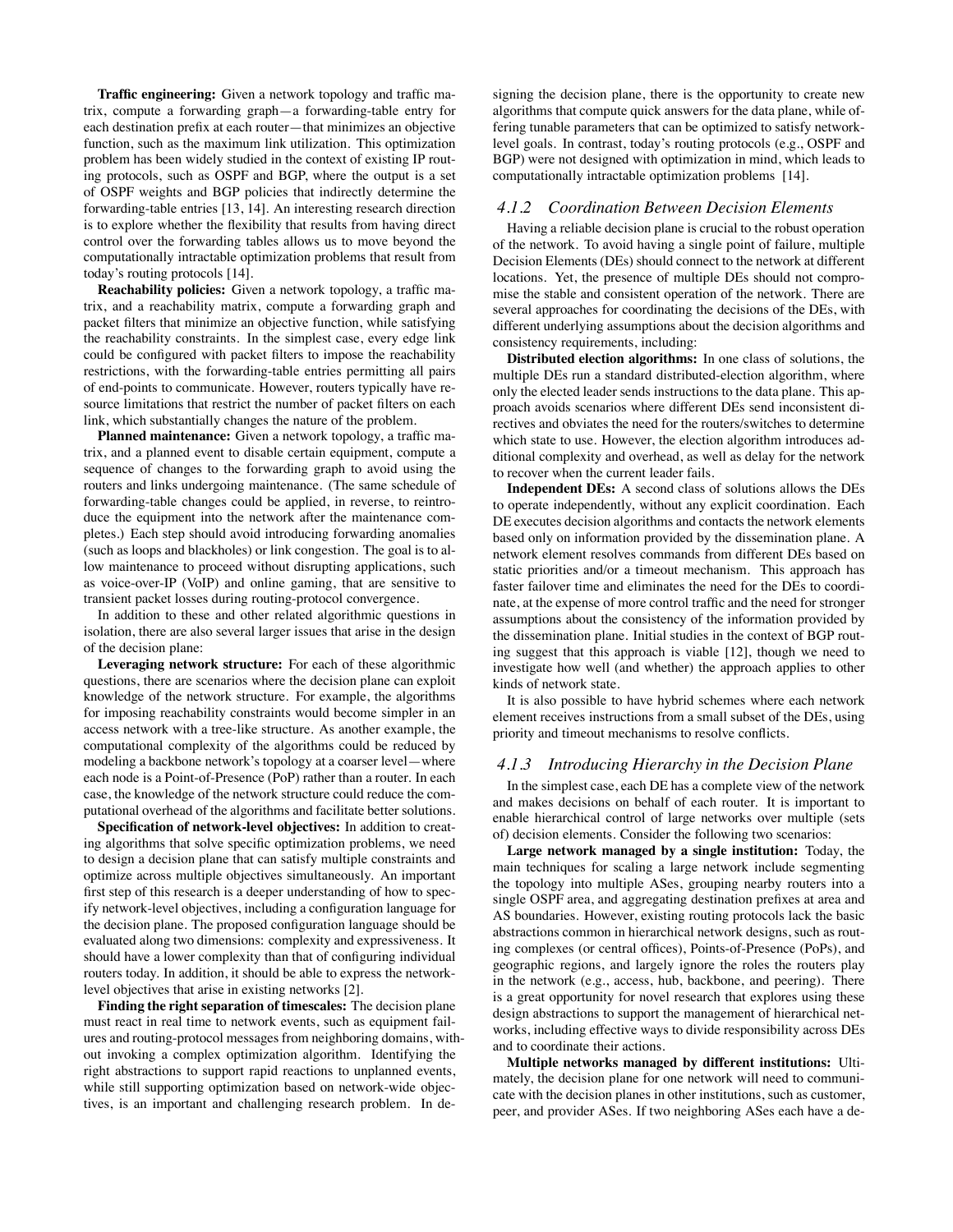**Traffic engineering:** Given a network topology and traffic matrix, compute a forwarding graph—a forwarding-table entry for each destination prefix at each router—that minimizes an objective function, such as the maximum link utilization. This optimization problem has been widely studied in the context of existing IP routing protocols, such as OSPF and BGP, where the output is a set of OSPF weights and BGP policies that indirectly determine the forwarding-table entries [13, 14]. An interesting research direction is to explore whether the flexibility that results from having direct control over the forwarding tables allows us to move beyond the computationally intractable optimization problems that result from today's routing protocols [14].

**Reachability policies:** Given a network topology, a traffic matrix, and a reachability matrix, compute a forwarding graph and packet filters that minimize an objective function, while satisfying the reachability constraints. In the simplest case, every edge link could be configured with packet filters to impose the reachability restrictions, with the forwarding-table entries permitting all pairs of end-points to communicate. However, routers typically have resource limitations that restrict the number of packet filters on each link, which substantially changes the nature of the problem.

**Planned maintenance:** Given a network topology, a traffic matrix, and a planned event to disable certain equipment, compute a sequence of changes to the forwarding graph to avoid using the routers and links undergoing maintenance. (The same schedule of forwarding-table changes could be applied, in reverse, to reintroduce the equipment into the network after the maintenance completes.) Each step should avoid introducing forwarding anomalies (such as loops and blackholes) or link congestion. The goal is to allow maintenance to proceed without disrupting applications, such as voice-over-IP (VoIP) and online gaming, that are sensitive to transient packet losses during routing-protocol convergence.

In addition to these and other related algorithmic questions in isolation, there are also several larger issues that arise in the design of the decision plane:

**Leveraging network structure:** For each of these algorithmic questions, there are scenarios where the decision plane can exploit knowledge of the network structure. For example, the algorithms for imposing reachability constraints would become simpler in an access network with a tree-like structure. As another example, the computational complexity of the algorithms could be reduced by modeling a backbone network's topology at a coarser level—where each node is a Point-of-Presence (PoP) rather than a router. In each case, the knowledge of the network structure could reduce the computational overhead of the algorithms and facilitate better solutions.

**Specification of network-level objectives:** In addition to creating algorithms that solve specific optimization problems, we need to design a decision plane that can satisfy multiple constraints and optimize across multiple objectives simultaneously. An important first step of this research is a deeper understanding of how to specify network-level objectives, including a configuration language for the decision plane. The proposed configuration language should be evaluated along two dimensions: complexity and expressiveness. It should have a lower complexity than that of configuring individual routers today. In addition, it should be able to express the network-level objectives that arise in existing networks [2].

**Finding the right separation of timescales:** The decision plane must react in real time to network events, such as equipment failures and routing-protocol messages from neighboring domains, without invoking a complex optimization algorithm. Identifying the right abstractions to support rapid reactions to unplanned events, while still supporting optimization based on network-wide objectives, is an important and challenging research problem. In designing the decision plane, there is the opportunity to create new algorithms that compute quick answers for the data plane, while offering tunable parameters that can be optimized to satisfy network-level goals. In contrast, today's routing protocols (e.g., OSPF and BGP) were not designed with optimization in mind, which leads to computationally intractable optimization problems [14].

### *4.1.2 Coordination Between Decision Elements*

Having a reliable decision plane is crucial to the robust operation of the network. To avoid having a single point of failure, multiple Decision Elements (DEs) should connect to the network at different locations. Yet, the presence of multiple DEs should not compromise the stable and consistent operation of the network. There are several approaches for coordinating the decisions of the DEs, with different underlying assumptions about the decision algorithms and consistency requirements, including:

**Distributed election algorithms:** In one class of solutions, the multiple DEs run a standard distributed-election algorithm, where only the elected leader sends instructions to the data plane. This approach avoids scenarios where different DEs send inconsistent directives and obviates the need for the routers/switches to determine which state to use. However, the election algorithm introduces additional complexity and overhead, as well as delay for the network to recover when the current leader fails.

**Independent DEs:** A second class of solutions allows the DEs to operate independently, without any explicit coordination. Each DE executes decision algorithms and contacts the network elements based only on information provided by the dissemination plane. A network element resolves commands from different DEs based on static priorities and/or a timeout mechanism. This approach has faster failover time and eliminates the need for the DEs to coordinate, at the expense of more control traffic and the need for stronger assumptions about the consistency of the information provided by the dissemination plane. Initial studies in the context of BGP routing suggest that this approach is viable [12], though we need to investigate how well (and whether) the approach applies to other kinds of network state.

It is also possible to have hybrid schemes where each network element receives instructions from a small subset of the DEs, using priority and timeout mechanisms to resolve conflicts.

### *4.1.3 Introducing Hierarchy in the Decision Plane*

In the simplest case, each DE has a complete view of the network and makes decisions on behalf of each router. It is important to enable hierarchical control of large networks over multiple (sets of) decision elements. Consider the following two scenarios:

**Large network managed by a single institution:** Today, the main techniques for scaling a large network include segmenting the topology into multiple ASes, grouping nearby routers into a single OSPF area, and aggregating destination prefixes at area and AS boundaries. However, existing routing protocols lack the basic abstractions common in hierarchical network designs, such as routing complexes (or central offices), Points-of-Presence (PoPs), and geographic regions, and largely ignore the roles the routers play in the network (e.g., access, hub, backbone, and peering). There is a great opportunity for novel research that explores using these design abstractions to support the management of hierarchical networks, including effective ways to divide responsibility across DEs and to coordinate their actions.

**Multiple networks managed by different institutions:** Ultimately, the decision plane for one network will need to communicate with the decision planes in other institutions, such as customer, peer, and provider ASes. If two neighboring ASes each have a de-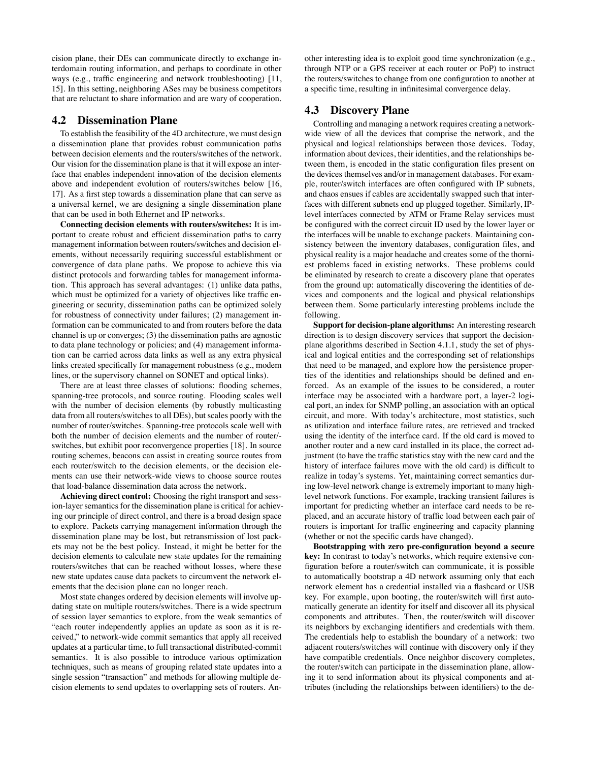cision plane, their DEs can communicate directly to exchange interdomain routing information, and perhaps to coordinate in other ways (e.g., traffic engineering and network troubleshooting) [11, 15]. In this setting, neighboring ASes may be business competitors that are reluctant to share information and are wary of cooperation.

## 4.2 Dissemination Plane

To establish the feasibility of the 4D architecture, we must design a dissemination plane that provides robust communication paths between decision elements and the routers/switches of the network. Our vision for the dissemination plane is that it will expose an interface that enables independent innovation of the decision elements above and independent evolution of routers/switches below [16, 17]. As a first step towards a dissemination plane that can serve as a universal kernel, we are designing a single dissemination plane that can be used in both Ethernet and IP networks.

**Connecting decision elements with routers/switches:** It is important to create robust and efficient dissemination paths to carry management information between routers/switches and decision elements, without necessarily requiring successful establishment or convergence of data plane paths. We propose to achieve this via distinct protocols and forwarding tables for management information. This approach has several advantages: (1) unlike data paths, which must be optimized for a variety of objectives like traffic engineering or security, dissemination paths can be optimized solely for robustness of connectivity under failures; (2) management information can be communicated to and from routers before the data channel is up or converges; (3) the dissemination paths are agnostic to data plane technology or policies; and (4) management information can be carried across data links as well as any extra physical links created specifically for management robustness (e.g., modem lines, or the supervisory channel on SONET and optical links).

There are at least three classes of solutions: flooding schemes, spanning-tree protocols, and source routing. Flooding scales well with the number of decision elements (by robustly multicasting data from all routers/switches to all DEs), but scales poorly with the number of router/switches. Spanning-tree protocols scale well with both the number of decision elements and the number of router/-switches, but exhibit poor reconvergence properties [18]. In source routing schemes, beacons can assist in creating source routes from each router/switch to the decision elements, or the decision elements can use their network-wide views to choose source routes that load-balance dissemination data across the network.

**Achieving direct control:** Choosing the right transport and session-layer semantics for the dissemination plane is critical for achieving our principle of direct control, and there is a broad design space to explore. Packets carrying management information through the dissemination plane may be lost, but retransmission of lost packets may not be the best policy. Instead, it might be better for the decision elements to calculate new state updates for the remaining routers/switches that can be reached without losses, where these new state updates cause data packets to circumvent the network elements that the decision plane can no longer reach.

Most state changes ordered by decision elements will involve updating state on multiple routers/switches. There is a wide spectrum of session layer semantics to explore, from the weak semantics of "each router independently applies an update as soon as it is received," to network-wide commit semantics that apply all received updates at a particular time, to full transactional distributed-commit semantics. It is also possible to introduce various optimization techniques, such as means of grouping related state updates into a single session "transaction" and methods for allowing multiple decision elements to send updates to overlapping sets of routers. Another interesting idea is to exploit good time synchronization (e.g., through NTP or a GPS receiver at each router or PoP) to instruct the routers/switches to change from one configuration to another at a specific time, resulting in infinitesimal convergence delay.

## 4.3 Discovery Plane

Controlling and managing a network requires creating a network-wide view of all the devices that comprise the network, and the physical and logical relationships between those devices. Today, information about devices, their identities, and the relationships between them, is encoded in the static configuration files present on the devices themselves and/or in management databases. For example, router/switch interfaces are often configured with IP subnets, and chaos ensues if cables are accidentally swapped such that interfaces with different subnets end up plugged together. Similarly, IP-level interfaces connected by ATM or Frame Relay services must be configured with the correct circuit ID used by the lower layer or the interfaces will be unable to exchange packets. Maintaining consistency between the inventory databases, configuration files, and physical reality is a major headache and creates some of the thorniest problems faced in existing networks. These problems could be eliminated by research to create a discovery plane that operates from the ground up: automatically discovering the identities of devices and components and the logical and physical relationships between them. Some particularly interesting problems include the following.

**Support for decision-plane algorithms:** An interesting research direction is to design discovery services that support the decision-plane algorithms described in Section 4.1.1, study the set of physical and logical entities and the corresponding set of relationships that need to be managed, and explore how the persistence properties of the identities and relationships should be defined and enforced. As an example of the issues to be considered, a router interface may be associated with a hardware port, a layer-2 logical port, an index for SNMP polling, an association with an optical circuit, and more. With today's architecture, most statistics, such as utilization and interface failure rates, are retrieved and tracked using the identity of the interface card. If the old card is moved to another router and a new card installed in its place, the correct adjustment (to have the traffic statistics stay with the new card and the history of interface failures move with the old card) is difficult to realize in today's systems. Yet, maintaining correct semantics during low-level network change is extremely important to many high-level network functions. For example, tracking transient failures is important for predicting whether an interface card needs to be replaced, and an accurate history of traffic load between each pair of routers is important for traffic engineering and capacity planning (whether or not the specific cards have changed).

**Bootstrapping with zero pre-configuration beyond a secure key:** In contrast to today's networks, which require extensive configuration before a router/switch can communicate, it is possible to automatically bootstrap a 4D network assuming only that each network element has a credential installed via a flashcard or USB key. For example, upon booting, the router/switch will first automatically generate an identity for itself and discover all its physical components and attributes. Then, the router/switch will discover its neighbors by exchanging identifiers and credentials with them. The credentials help to establish the boundary of a network: two adjacent routers/switches will continue with discovery only if they have compatible credentials. Once neighbor discovery completes, the router/switch can participate in the dissemination plane, allowing it to send information about its physical components and attributes (including the relationships between identifiers) to the de-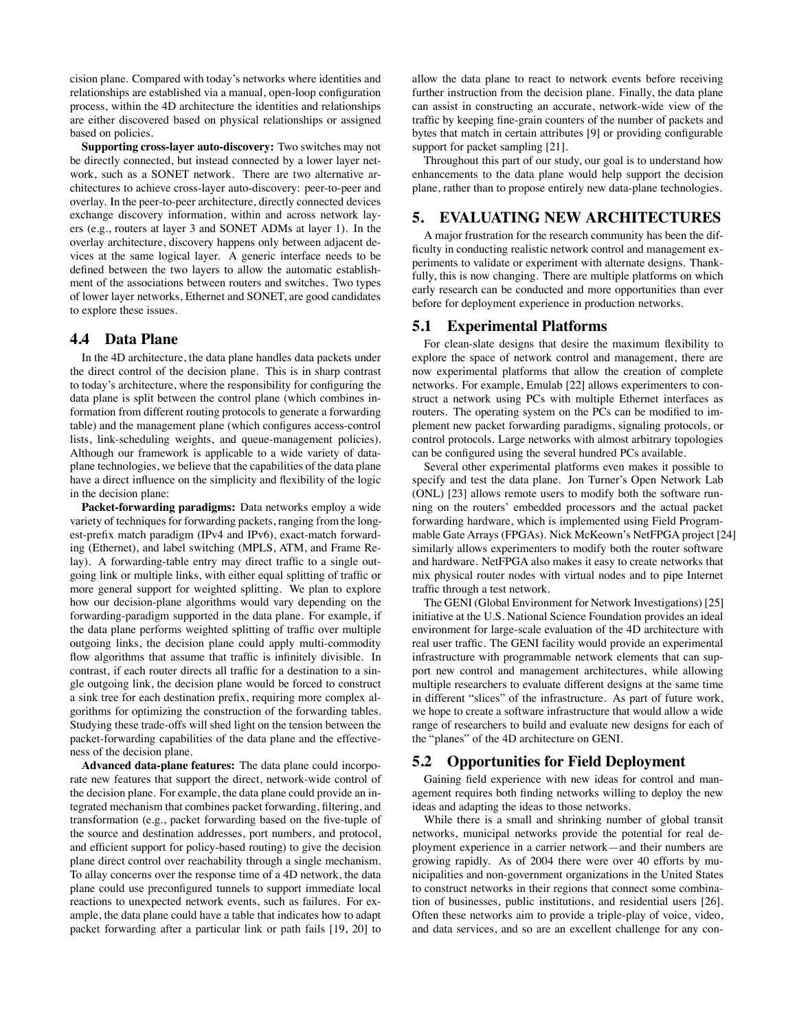cision plane. Compared with today's networks where identities and relationships are established via a manual, open-loop configuration process, within the 4D architecture the identities and relationships are either discovered based on physical relationships or assigned based on policies.

**Supporting cross-layer auto-discovery:** Two switches may not be directly connected, but instead connected by a lower layer network, such as a SONET network. There are two alternative architectures to achieve cross-layer auto-discovery: peer-to-peer and overlay. In the peer-to-peer architecture, directly connected devices exchange discovery information, within and across network layers (e.g., routers at layer 3 and SONET ADMs at layer 1). In the overlay architecture, discovery happens only between adjacent devices at the same logical layer. A generic interface needs to be defined between the two layers to allow the automatic establishment of the associations between routers and switches. Two types of lower layer networks, Ethernet and SONET, are good candidates to explore these issues.

### 4.4 Data Plane

In the 4D architecture, the data plane handles data packets under the direct control of the decision plane. This is in sharp contrast to today's architecture, where the responsibility for configuring the data plane is split between the control plane (which combines information from different routing protocols to generate a forwarding table) and the management plane (which configures access-control lists, link-scheduling weights, and queue-management policies). Although our framework is applicable to a wide variety of data-plane technologies, we believe that the capabilities of the data plane have a direct influence on the simplicity and flexibility of the logic in the decision plane:

**Packet-forwarding paradigms:** Data networks employ a wide variety of techniques for forwarding packets, ranging from the longest-prefix match paradigm (IPv4 and IPv6), exact-match forwarding (Ethernet), and label switching (MPLS, ATM, and Frame Relay). A forwarding-table entry may direct traffic to a single outgoing link or multiple links, with either equal splitting of traffic or more general support for weighted splitting. We plan to explore how our decision-plane algorithms would vary depending on the forwarding-paradigm supported in the data plane. For example, if the data plane performs weighted splitting of traffic over multiple outgoing links, the decision plane could apply multi-commodity flow algorithms that assume that traffic is infinitely divisible. In contrast, if each router directs all traffic for a destination to a single outgoing link, the decision plane would be forced to construct a sink tree for each destination prefix, requiring more complex algorithms for optimizing the construction of the forwarding tables. Studying these trade-offs will shed light on the tension between the packet-forwarding capabilities of the data plane and the effectiveness of the decision plane.

**Advanced data-plane features:** The data plane could incorporate new features that support the direct, network-wide control of the decision plane. For example, the data plane could provide an integrated mechanism that combines packet forwarding, filtering, and transformation (e.g., packet forwarding based on the five-tuple of the source and destination addresses, port numbers, and protocol, and efficient support for policy-based routing) to give the decision plane direct control over reachability through a single mechanism. To allay concerns over the response time of a 4D network, the data plane could use preconfigured tunnels to support immediate local reactions to unexpected network events, such as failures. For example, the data plane could have a table that indicates how to adapt packet forwarding after a particular link or path fails [19, 20] to allow the data plane to react to network events before receiving further instruction from the decision plane. Finally, the data plane can assist in constructing an accurate, network-wide view of the traffic by keeping fine-grain counters of the number of packets and bytes that match in certain attributes [9] or providing configurable support for packet sampling [21].

Throughout this part of our study, our goal is to understand how enhancements to the data plane would help support the decision plane, rather than to propose entirely new data-plane technologies.

## 5. EVALUATING NEW ARCHITECTURES

A major frustration for the research community has been the difficulty in conducting realistic network control and management experiments to validate or experiment with alternate designs. Thankfully, this is now changing. There are multiple platforms on which early research can be conducted and more opportunities than ever before for deployment experience in production networks.

### 5.1 Experimental Platforms

For clean-slate designs that desire the maximum flexibility to explore the space of network control and management, there are now experimental platforms that allow the creation of complete networks. For example, Emulab [22] allows experimenters to construct a network using PCs with multiple Ethernet interfaces as routers. The operating system on the PCs can be modified to implement new packet forwarding paradigms, signaling protocols, or control protocols. Large networks with almost arbitrary topologies can be configured using the several hundred PCs available.

Several other experimental platforms even makes it possible to specify and test the data plane. Jon Turner's Open Network Lab (ONL) [23] allows remote users to modify both the software running on the routers' embedded processors and the actual packet forwarding hardware, which is implemented using Field Programmable Gate Arrays (FPGAs). Nick McKeown's NetFPGA project [24] similarly allows experimenters to modify both the router software and hardware. NetFPGA also makes it easy to create networks that mix physical router nodes with virtual nodes and to pipe Internet traffic through a test network.

The GENI (Global Environment for Network Investigations) [25] initiative at the U.S. National Science Foundation provides an ideal environment for large-scale evaluation of the 4D architecture with real user traffic. The GENI facility would provide an experimental infrastructure with programmable network elements that can support new control and management architectures, while allowing multiple researchers to evaluate different designs at the same time in different "slices" of the infrastructure. As part of future work, we hope to create a software infrastructure that would allow a wide range of researchers to build and evaluate new designs for each of the "planes" of the 4D architecture on GENI.

### 5.2 Opportunities for Field Deployment

Gaining field experience with new ideas for control and management requires both finding networks willing to deploy the new ideas and adapting the ideas to those networks.

While there is a small and shrinking number of global transit networks, municipal networks provide the potential for real deployment experience in a carrier network—and their numbers are growing rapidly. As of 2004 there were over 40 efforts by municipalities and non-government organizations in the United States to construct networks in their regions that connect some combination of businesses, public institutions, and residential users [26]. Often these networks aim to provide a triple-play of voice, video, and data services, and so are an excellent challenge for any con-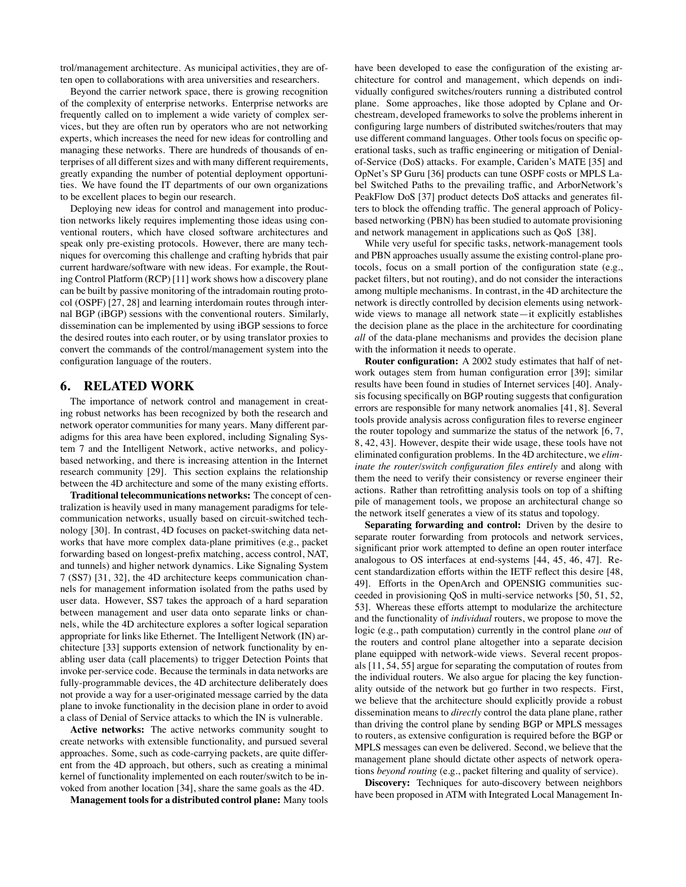trol/management architecture. As municipal activities, they are often open to collaborations with area universities and researchers.

Beyond the carrier network space, there is growing recognition of the complexity of enterprise networks. Enterprise networks are frequently called on to implement a wide variety of complex services, but they are often run by operators who are not networking experts, which increases the need for new ideas for controlling and managing these networks. There are hundreds of thousands of enterprises of all different sizes and with many different requirements, greatly expanding the number of potential deployment opportunities. We have found the IT departments of our own organizations to be excellent places to begin our research.

Deploying new ideas for control and management into production networks likely requires implementing those ideas using conventional routers, which have closed software architectures and speak only pre-existing protocols. However, there are many techniques for overcoming this challenge and crafting hybrids that pair current hardware/software with new ideas. For example, the Routing Control Platform (RCP) [11] work shows how a discovery plane can be built by passive monitoring of the intradomain routing protocol (OSPF) [27, 28] and learning interdomain routes through internal BGP (iBGP) sessions with the conventional routers. Similarly, dissemination can be implemented by using iBGP sessions to force the desired routes into each router, or by using translator proxies to convert the commands of the control/management system into the configuration language of the routers.

## 6. RELATED WORK

The importance of network control and management in creating robust networks has been recognized by both the research and network operator communities for many years. Many different paradigms for this area have been explored, including Signaling System 7 and the Intelligent Network, active networks, and policy-based networking, and there is increasing attention in the Internet research community [29]. This section explains the relationship between the 4D architecture and some of the many existing efforts.

**Traditional telecommunications networks:** The concept of centralization is heavily used in many management paradigms for telecommunication networks, usually based on circuit-switched technology [30]. In contrast, 4D focuses on packet-switching data networks that have more complex data-plane primitives (e.g., packet forwarding based on longest-prefix matching, access control, NAT, and tunnels) and higher network dynamics. Like Signaling System 7 (SS7) [31, 32], the 4D architecture keeps communication channels for management information isolated from the paths used by user data. However, SS7 takes the approach of a hard separation between management and user data onto separate links or channels, while the 4D architecture explores a softer logical separation appropriate for links like Ethernet. The Intelligent Network (IN) architecture [33] supports extension of network functionality by enabling user data (call placements) to trigger Detection Points that invoke per-service code. Because the terminals in data networks are fully-programmable devices, the 4D architecture deliberately does not provide a way for a user-originated message carried by the data plane to invoke functionality in the decision plane in order to avoid a class of Denial of Service attacks to which the IN is vulnerable.

**Active networks:** The active networks community sought to create networks with extensible functionality, and pursued several approaches. Some, such as code-carrying packets, are quite different from the 4D approach, but others, such as creating a minimal kernel of functionality implemented on each router/switch to be invoked from another location [34], share the same goals as the 4D.

**Management tools for a distributed control plane:** Many tools have been developed to ease the configuration of the existing architecture for control and management, which depends on individually configured switches/routers running a distributed control plane. Some approaches, like those adopted by Cplane and Orchestream, developed frameworks to solve the problems inherent in configuring large numbers of distributed switches/routers that may use different command languages. Other tools focus on specific operational tasks, such as traffic engineering or mitigation of Denial-of-Service (DoS) attacks. For example, Cariden's MATE [35] and OpNet's SP Guru [36] products can tune OSPF costs or MPLS Label Switched Paths to the prevailing traffic, and ArborNetwork's PeakFlow DoS [37] product detects DoS attacks and generates filters to block the offending traffic. The general approach of Policy-based networking (PBN) has been studied to automate provisioning and network management in applications such as QoS [38].

While very useful for specific tasks, network-management tools and PBN approaches usually assume the existing control-plane protocols, focus on a small portion of the configuration state (e.g., packet filters, but not routing), and do not consider the interactions among multiple mechanisms. In contrast, in the 4D architecture the network is directly controlled by decision elements using network-wide views to manage all network state—it explicitly establishes the decision plane as the place in the architecture for coordinating *all* of the data-plane mechanisms and provides the decision plane with the information it needs to operate.

**Router configuration:** A 2002 study estimates that half of network outages stem from human configuration error [39]; similar results have been found in studies of Internet services [40]. Analysis focusing specifically on BGP routing suggests that configuration errors are responsible for many network anomalies [41, 8]. Several tools provide analysis across configuration files to reverse engineer the router topology and summarize the status of the network [6, 7, 8, 42, 43]. However, despite their wide usage, these tools have not eliminated configuration problems. In the 4D architecture, we *eliminate the router/switch configuration files entirely* and along with them the need to verify their consistency or reverse engineer their actions. Rather than retrofitting analysis tools on top of a shifting pile of management tools, we propose an architectural change so the network itself generates a view of its status and topology.

**Separating forwarding and control:** Driven by the desire to separate router forwarding from protocols and network services, significant prior work attempted to define an open router interface analogous to OS interfaces at end-systems [44, 45, 46, 47]. Recent standardization efforts within the IETF reflect this desire [48, 49]. Efforts in the OpenArch and OPENSIG communities succeeded in provisioning QoS in multi-service networks [50, 51, 52, 53]. Whereas these efforts attempt to modularize the architecture and the functionality of *individual* routers, we propose to move the logic (e.g., path computation) currently in the control plane *out* of the routers and control plane altogether into a separate decision plane equipped with network-wide views. Several recent proposals [11, 54, 55] argue for separating the computation of routes from the individual routers. We also argue for placing the key functionality outside of the network but go further in two respects. First, we believe that the architecture should explicitly provide a robust dissemination means to *directly* control the data plane plane, rather than driving the control plane by sending BGP or MPLS messages to routers, as extensive configuration is required before the BGP or MPLS messages can even be delivered. Second, we believe that the management plane should dictate other aspects of network operations *beyond routing* (e.g., packet filtering and quality of service).

**Discovery:** Techniques for auto-discovery between neighbors have been proposed in ATM with Integrated Local Management In-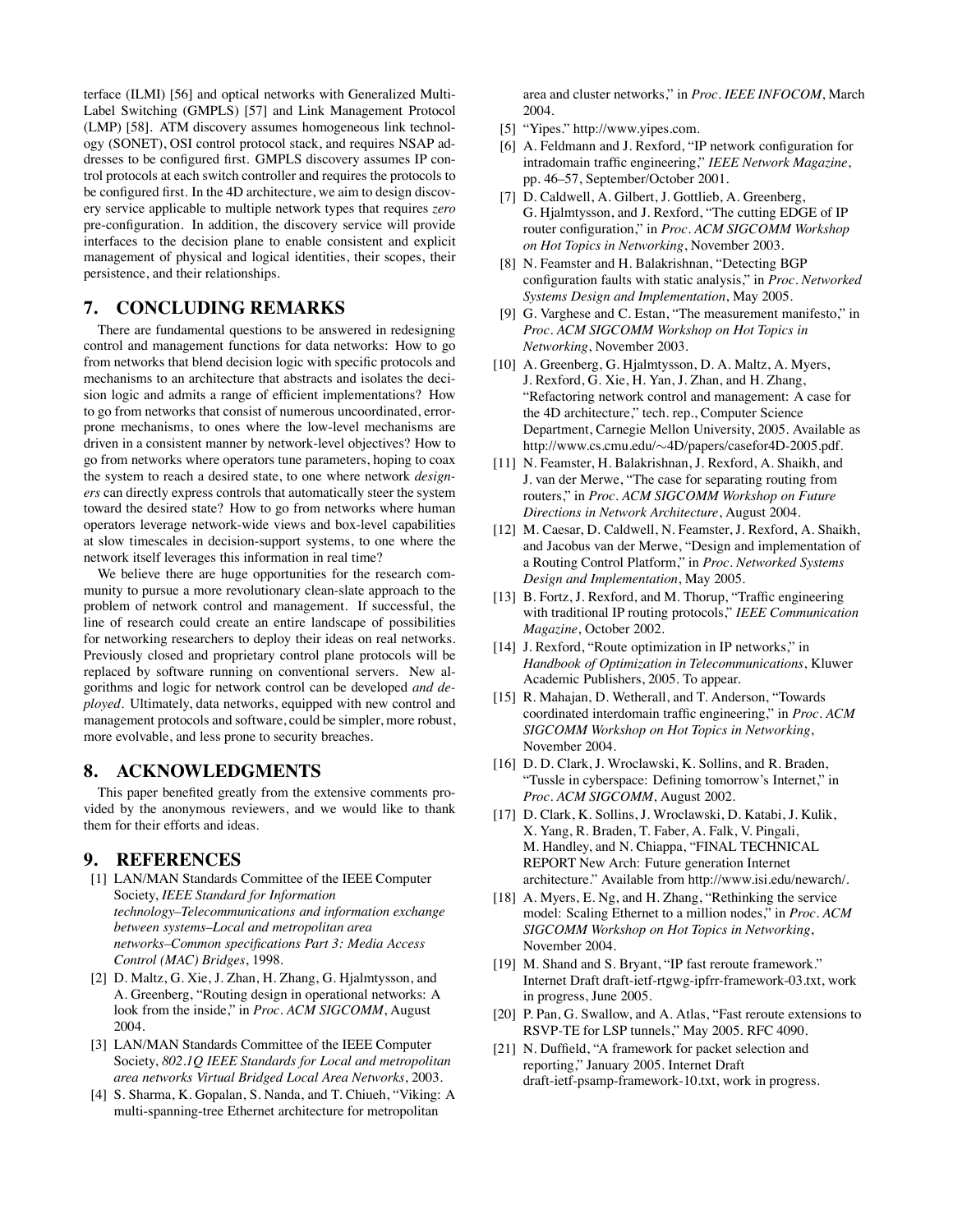terface (ILMI) [56] and optical networks with Generalized Multi-Label Switching (GMPLS) [57] and Link Management Protocol (LMP) [58]. ATM discovery assumes homogeneous link technology (SONET), OSI control protocol stack, and requires NSAP addresses to be configured first. GMPLS discovery assumes IP control protocols at each switch controller and requires the protocols to be configured first. In the 4D architecture, we aim to design discovery service applicable to multiple network types that requires *zero* pre-configuration. In addition, the discovery service will provide interfaces to the decision plane to enable consistent and explicit management of physical and logical identities, their scopes, their persistence, and their relationships.

## 7. CONCLUDING REMARKS

There are fundamental questions to be answered in redesigning control and management functions for data networks: How to go from networks that blend decision logic with specific protocols and mechanisms to an architecture that abstracts and isolates the decision logic and admits a range of efficient implementations? How to go from networks that consist of numerous uncoordinated, error-prone mechanisms, to ones where the low-level mechanisms are driven in a consistent manner by network-level objectives? How to go from networks where operators tune parameters, hoping to coax the system to reach a desired state, to one where network *designers* can directly express controls that automatically steer the system toward the desired state? How to go from networks where human operators leverage network-wide views and box-level capabilities at slow timescales in decision-support systems, to one where the network itself leverages this information in real time?

We believe there are huge opportunities for the research community to pursue a more revolutionary clean-slate approach to the problem of network control and management. If successful, the line of research could create an entire landscape of possibilities for networking researchers to deploy their ideas on real networks. Previously closed and proprietary control plane protocols will be replaced by software running on conventional servers. New algorithms and logic for network control can be developed *and deployed*. Ultimately, data networks, equipped with new control and management protocols and software, could be simpler, more robust, more evolvable, and less prone to security breaches.

## 8. ACKNOWLEDGMENTS

This paper benefited greatly from the extensive comments provided by the anonymous reviewers, and we would like to thank them for their efforts and ideas.

## 9. REFERENCES

[1] LAN/MAN Standards Committee of the IEEE Computer Society, *IEEE Standard for Information technology–Telecommunications and information exchange between systems–Local and metropolitan area networks–Common specifications Part 3: Media Access Control (MAC) Bridges*, 1998.

[2] D. Maltz, G. Xie, J. Zhan, H. Zhang, G. Hjalmtysson, and A. Greenberg, "Routing design in operational networks: A look from the inside," in *Proc. ACM SIGCOMM*, August 2004.

[3] LAN/MAN Standards Committee of the IEEE Computer Society, *802.1Q IEEE Standards for Local and metropolitan area networks Virtual Bridged Local Area Networks*, 2003.

[4] S. Sharma, K. Gopalan, S. Nanda, and T. Chiueh, "Viking: A multi-spanning-tree Ethernet architecture for metropolitan area and cluster networks," in *Proc. IEEE INFOCOM*, March 2004.

[5] "Yipes." http://www.yipes.com.

[6] A. Feldmann and J. Rexford, "IP network configuration for intradomain traffic engineering," *IEEE Network Magazine*, pp. 46–57, September/October 2001.

[7] D. Caldwell, A. Gilbert, J. Gottlieb, A. Greenberg, G. Hjalmtysson, and J. Rexford, "The cutting EDGE of IP router configuration," in *Proc. ACM SIGCOMM Workshop on Hot Topics in Networking*, November 2003.

[8] N. Feamster and H. Balakrishnan, "Detecting BGP configuration faults with static analysis," in *Proc. Networked Systems Design and Implementation*, May 2005.

[9] G. Varghese and C. Estan, "The measurement manifesto," in *Proc. ACM SIGCOMM Workshop on Hot Topics in Networking*, November 2003.

[10] A. Greenberg, G. Hjalmtysson, D. A. Maltz, A. Myers, J. Rexford, G. Xie, H. Yan, J. Zhan, and H. Zhang, "Refactoring network control and management: A case for the 4D architecture," tech. rep., Computer Science Department, Carnegie Mellon University, 2005. Available as http://www.cs.cmu.edu/∼4D/papers/casefor4D-2005.pdf.

[11] N. Feamster, H. Balakrishnan, J. Rexford, A. Shaikh, and J. van der Merwe, "The case for separating routing from routers," in *Proc. ACM SIGCOMM Workshop on Future Directions in Network Architecture*, August 2004.

[12] M. Caesar, D. Caldwell, N. Feamster, J. Rexford, A. Shaikh, and Jacobus van der Merwe, "Design and implementation of a Routing Control Platform," in *Proc. Networked Systems Design and Implementation*, May 2005.

[13] B. Fortz, J. Rexford, and M. Thorup, "Traffic engineering with traditional IP routing protocols," *IEEE Communication Magazine*, October 2002.

[14] J. Rexford, "Route optimization in IP networks," in *Handbook of Optimization in Telecommunications*, Kluwer Academic Publishers, 2005. To appear.

[15] R. Mahajan, D. Wetherall, and T. Anderson, "Towards coordinated interdomain traffic engineering," in *Proc. ACM SIGCOMM Workshop on Hot Topics in Networking*, November 2004.

[16] D. D. Clark, J. Wroclawski, K. Sollins, and R. Braden, "Tussle in cyberspace: Defining tomorrow's Internet," in *Proc. ACM SIGCOMM*, August 2002.

[17] D. Clark, K. Sollins, J. Wroclawski, D. Katabi, J. Kulik, X. Yang, R. Braden, T. Faber, A. Falk, V. Pingali, M. Handley, and N. Chiappa, "FINAL TECHNICAL REPORT New Arch: Future generation Internet architecture." Available from http://www.isi.edu/newarch/.

[18] A. Myers, E. Ng, and H. Zhang, "Rethinking the service model: Scaling Ethernet to a million nodes," in *Proc. ACM SIGCOMM Workshop on Hot Topics in Networking*, November 2004.

[19] M. Shand and S. Bryant, "IP fast reroute framework." Internet Draft draft-ietf-rtgwg-ipfrr-framework-03.txt, work in progress, June 2005.

[20] P. Pan, G. Swallow, and A. Atlas, "Fast reroute extensions to RSVP-TE for LSP tunnels," May 2005. RFC 4090.

[21] N. Duffield, "A framework for packet selection and reporting," January 2005. Internet Draft draft-ietf-psamp-framework-10.txt, work in progress.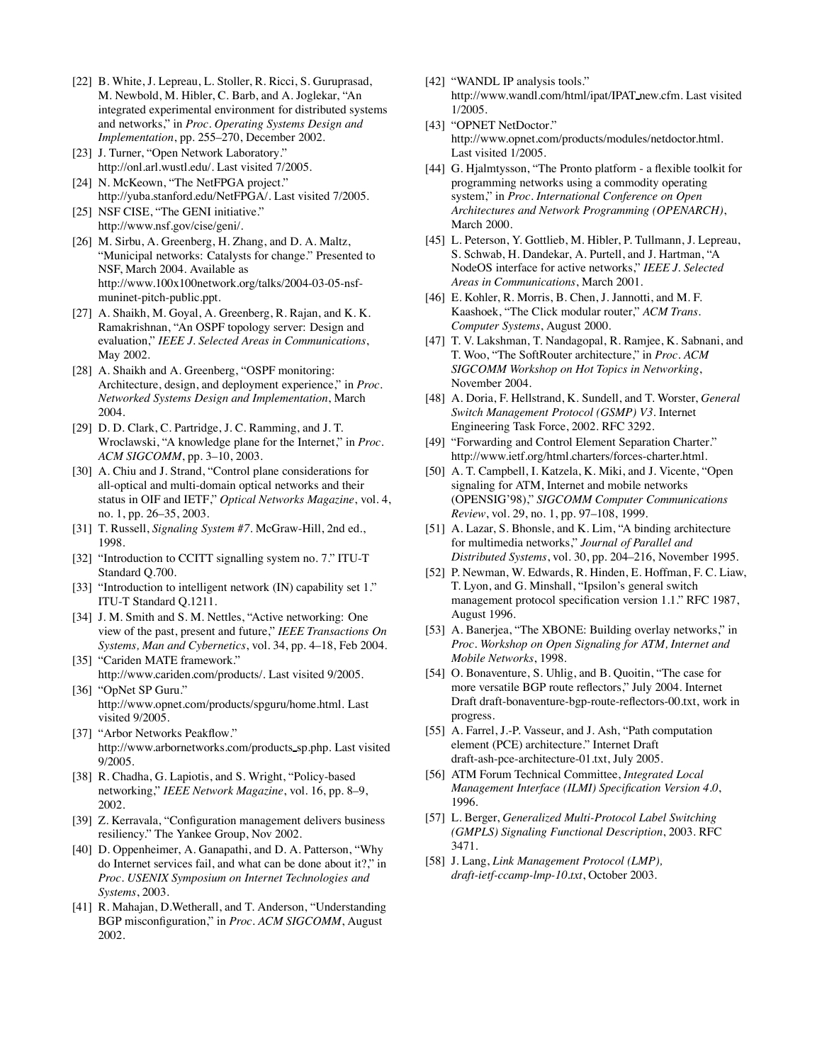[22] B. White, J. Lepreau, L. Stoller, R. Ricci, S. Guruprasad, M. Newbold, M. Hibler, C. Barb, and A. Joglekar, "An integrated experimental environment for distributed systems and networks," in *Proc. Operating Systems Design and Implementation*, pp. 255–270, December 2002.

[23] J. Turner, "Open Network Laboratory." http://onl.arl.wustl.edu/. Last visited 7/2005.

[24] N. McKeown, "The NetFPGA project." http://yuba.stanford.edu/NetFPGA/. Last visited 7/2005.

[25] NSF CISE, "The GENI initiative." http://www.nsf.gov/cise/geni/.

[26] M. Sirbu, A. Greenberg, H. Zhang, and D. A. Maltz, "Municipal networks: Catalysts for change." Presented to NSF, March 2004. Available as http://www.100x100network.org/talks/2004-03-05-nsf-muninet-pitch-public.ppt.

[27] A. Shaikh, M. Goyal, A. Greenberg, R. Rajan, and K. K. Ramakrishnan, "An OSPF topology server: Design and evaluation," *IEEE J. Selected Areas in Communications*, May 2002.

[28] A. Shaikh and A. Greenberg, "OSPF monitoring: Architecture, design, and deployment experience," in *Proc. Networked Systems Design and Implementation*, March 2004.

[29] D. D. Clark, C. Partridge, J. C. Ramming, and J. T. Wroclawski, "A knowledge plane for the Internet," in *Proc. ACM SIGCOMM*, pp. 3–10, 2003.

[30] A. Chiu and J. Strand, "Control plane considerations for all-optical and multi-domain optical networks and their status in OIF and IETF," *Optical Networks Magazine*, vol. 4, no. 1, pp. 26–35, 2003.

[31] T. Russell, *Signaling System #7*. McGraw-Hill, 2nd ed., 1998.

[32] "Introduction to CCITT signalling system no. 7." ITU-T Standard Q.700.

[33] "Introduction to intelligent network (IN) capability set 1." ITU-T Standard Q.1211.

[34] J. M. Smith and S. M. Nettles, "Active networking: One view of the past, present and future," *IEEE Transactions On Systems, Man and Cybernetics*, vol. 34, pp. 4–18, Feb 2004.

[35] "Cariden MATE framework." http://www.cariden.com/products/. Last visited 9/2005.

[36] "OpNet SP Guru." http://www.opnet.com/products/spguru/home.html. Last visited 9/2005.

[37] "Arbor Networks Peakflow." http://www.arbornetworks.com/products_sp.php. Last visited 9/2005.

[38] R. Chadha, G. Lapiotis, and S. Wright, "Policy-based networking," *IEEE Network Magazine*, vol. 16, pp. 8–9, 2002.

[39] Z. Kerravala, "Configuration management delivers business resiliency." The Yankee Group, Nov 2002.

[40] D. Oppenheimer, A. Ganapathi, and D. A. Patterson, "Why do Internet services fail, and what can be done about it?," in *Proc. USENIX Symposium on Internet Technologies and Systems*, 2003.

[41] R. Mahajan, D.Wetherall, and T. Anderson, "Understanding BGP misconfiguration," in *Proc. ACM SIGCOMM*, August 2002.

[42] "WANDL IP analysis tools." http://www.wandl.com/html/ipat/IPAT_new.cfm. Last visited 1/2005.

[43] "OPNET NetDoctor." http://www.opnet.com/products/modules/netdoctor.html. Last visited 1/2005.

[44] G. Hjalmtysson, "The Pronto platform - a flexible toolkit for programming networks using a commodity operating system," in *Proc. International Conference on Open Architectures and Network Programming (OPENARCH)*, March 2000.

[45] L. Peterson, Y. Gottlieb, M. Hibler, P. Tullmann, J. Lepreau, S. Schwab, H. Dandekar, A. Purtell, and J. Hartman, "A NodeOS interface for active networks," *IEEE J. Selected Areas in Communications*, March 2001.

[46] E. Kohler, R. Morris, B. Chen, J. Jannotti, and M. F. Kaashoek, "The Click modular router," *ACM Trans. Computer Systems*, August 2000.

[47] T. V. Lakshman, T. Nandagopal, R. Ramjee, K. Sabnani, and T. Woo, "The SoftRouter architecture," in *Proc. ACM SIGCOMM Workshop on Hot Topics in Networking*, November 2004.

[48] A. Doria, F. Hellstrand, K. Sundell, and T. Worster, *General Switch Management Protocol (GSMP) V3*. Internet Engineering Task Force, 2002. RFC 3292.

[49] "Forwarding and Control Element Separation Charter." http://www.ietf.org/html.charters/forces-charter.html.

[50] A. T. Campbell, I. Katzela, K. Miki, and J. Vicente, "Open signaling for ATM, Internet and mobile networks (OPENSIG'98)," *SIGCOMM Computer Communications Review*, vol. 29, no. 1, pp. 97–108, 1999.

[51] A. Lazar, S. Bhonsle, and K. Lim, "A binding architecture for multimedia networks," *Journal of Parallel and Distributed Systems*, vol. 30, pp. 204–216, November 1995.

[52] P. Newman, W. Edwards, R. Hinden, E. Hoffman, F. C. Liaw, T. Lyon, and G. Minshall, "Ipsilon's general switch management protocol specification version 1.1." RFC 1987, August 1996.

[53] A. Banerjea, "The XBONE: Building overlay networks," in *Proc. Workshop on Open Signaling for ATM, Internet and Mobile Networks*, 1998.

[54] O. Bonaventure, S. Uhlig, and B. Quoitin, "The case for more versatile BGP route reflectors," July 2004. Internet Draft draft-bonaventure-bgp-route-reflectors-00.txt, work in progress.

[55] A. Farrel, J.-P. Vasseur, and J. Ash, "Path computation element (PCE) architecture." Internet Draft draft-ash-pce-architecture-01.txt, July 2005.

[56] ATM Forum Technical Committee, *Integrated Local Management Interface (ILMI) Specification Version 4.0*, 1996.

[57] L. Berger, *Generalized Multi-Protocol Label Switching (GMPLS) Signaling Functional Description*, 2003. RFC 3471.

[58] J. Lang, *Link Management Protocol (LMP), draft-ietf-ccamp-lmp-10.txt*, October 2003.